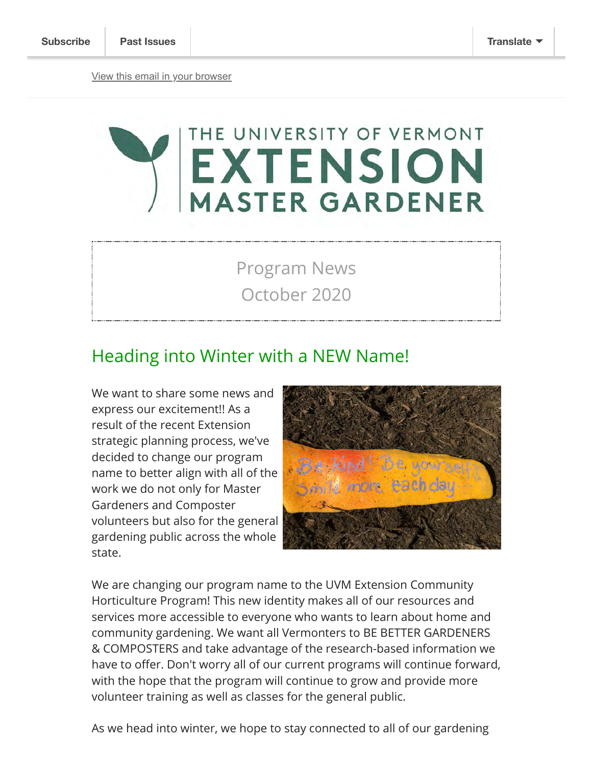Subscribe | Past Issues | Translate

View this email in your browser

# THE UNIVERSITY OF VERMONT EXTENSION MASTER GARDENER

Program News
October 2020

## Heading into Winter with a NEW Name!

We want to share some news and express our excitement!! As a result of the recent Extension strategic planning process, we've decided to change our program name to better align with all of the work we do not only for Master Gardeners and Composter volunteers but also for the general gardening public across the whole state.

We are changing our program name to the UVM Extension Community Horticulture Program! This new identity makes all of our resources and services more accessible to everyone who wants to learn about home and community gardening. We want all Vermonters to BE BETTER GARDENERS & COMPOSTERS and take advantage of the research-based information we have to offer. Don't worry all of our current programs will continue forward, with the hope that the program will continue to grow and provide more volunteer training as well as classes for the general public.

As we head into winter, we hope to stay connected to all of our gardening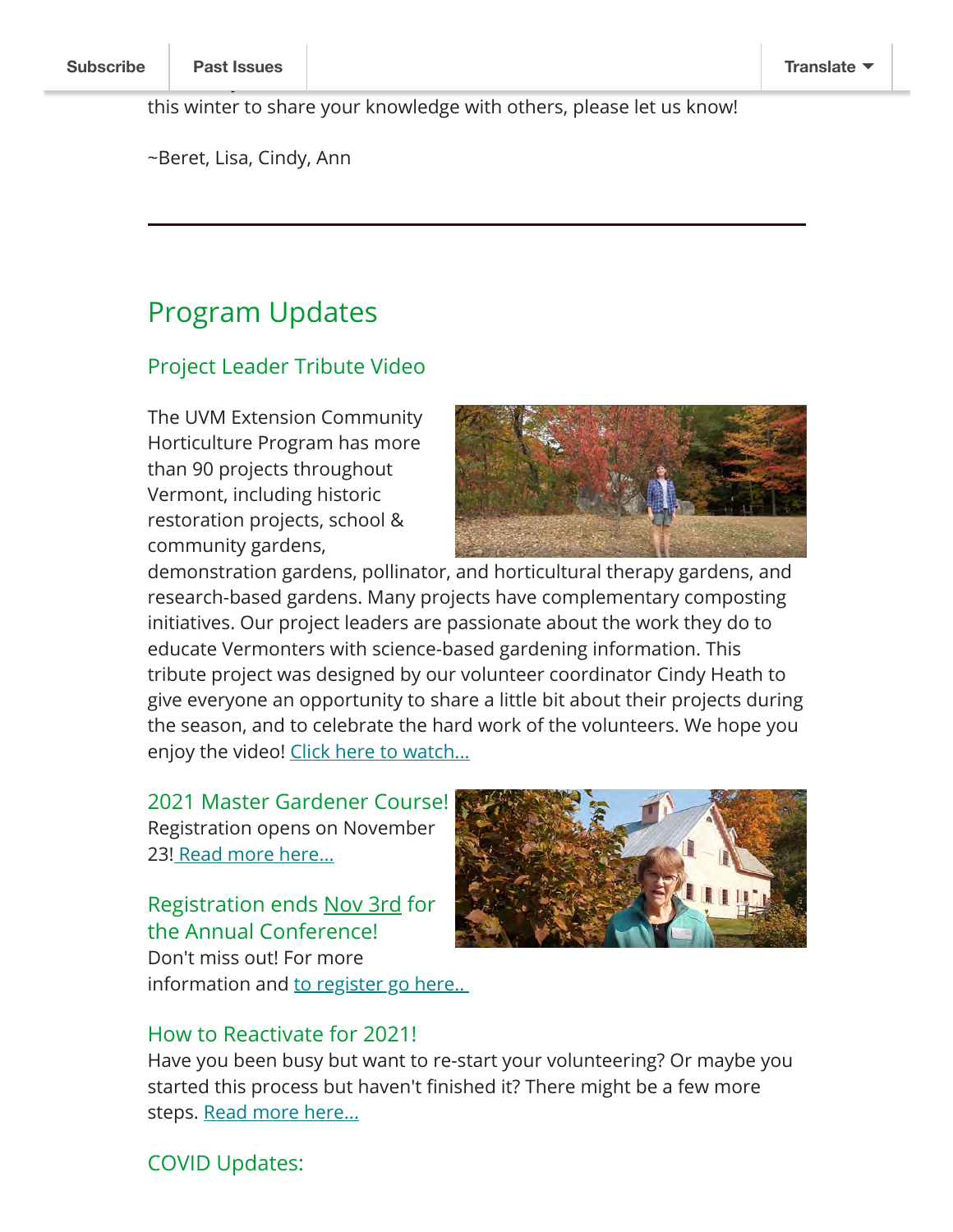this winter to share your knowledge with others, please let us know!

~Beret, Lisa, Cindy, Ann

---

## Program Updates

### Project Leader Tribute Video

The UVM Extension Community Horticulture Program has more than 90 projects throughout Vermont, including historic restoration projects, school & community gardens, demonstration gardens, pollinator, and horticultural therapy gardens, and research-based gardens. Many projects have complementary composting initiatives. Our project leaders are passionate about the work they do to educate Vermonters with science-based gardening information. This tribute project was designed by our volunteer coordinator Cindy Heath to give everyone an opportunity to share a little bit about their projects during the season, and to celebrate the hard work of the volunteers. We hope you enjoy the video! Click here to watch...

### 2021 Master Gardener Course!

Registration opens on November 23! Read more here...

### Registration ends Nov 3rd for the Annual Conference!

Don't miss out! For more information and to register go here..

### How to Reactivate for 2021!

Have you been busy but want to re-start your volunteering? Or maybe you started this process but haven't finished it? There might be a few more steps. Read more here...

### COVID Updates: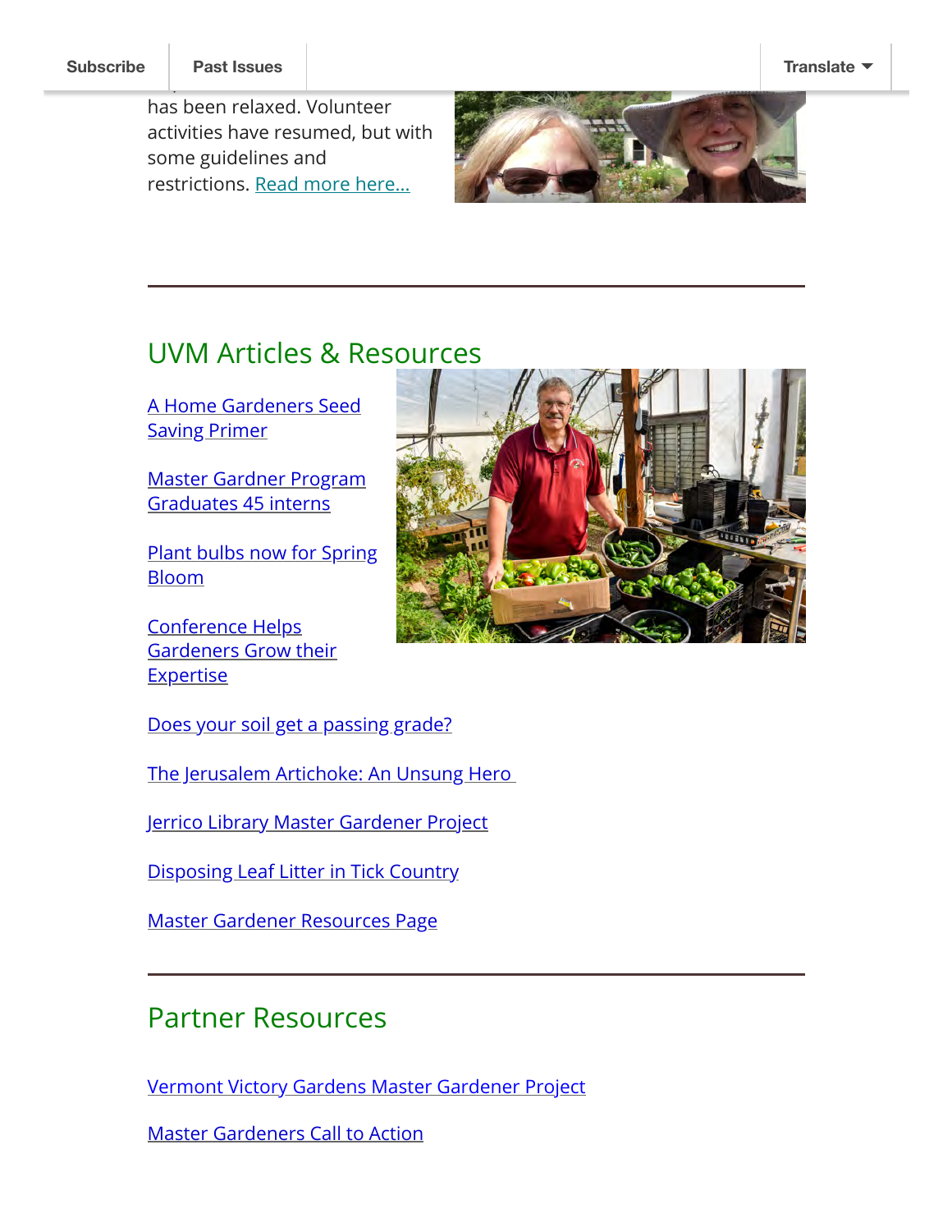has been relaxed. Volunteer activities have resumed, but with some guidelines and restrictions. Read more here...

---

## UVM Articles & Resources

A Home Gardeners Seed Saving Primer

Master Gardner Program Graduates 45 interns

Plant bulbs now for Spring Bloom

Conference Helps Gardeners Grow their Expertise

Does your soil get a passing grade?

The Jerusalem Artichoke: An Unsung Hero

Jerrico Library Master Gardener Project

Disposing Leaf Litter in Tick Country

Master Gardener Resources Page

---

## Partner Resources

Vermont Victory Gardens Master Gardener Project

Master Gardeners Call to Action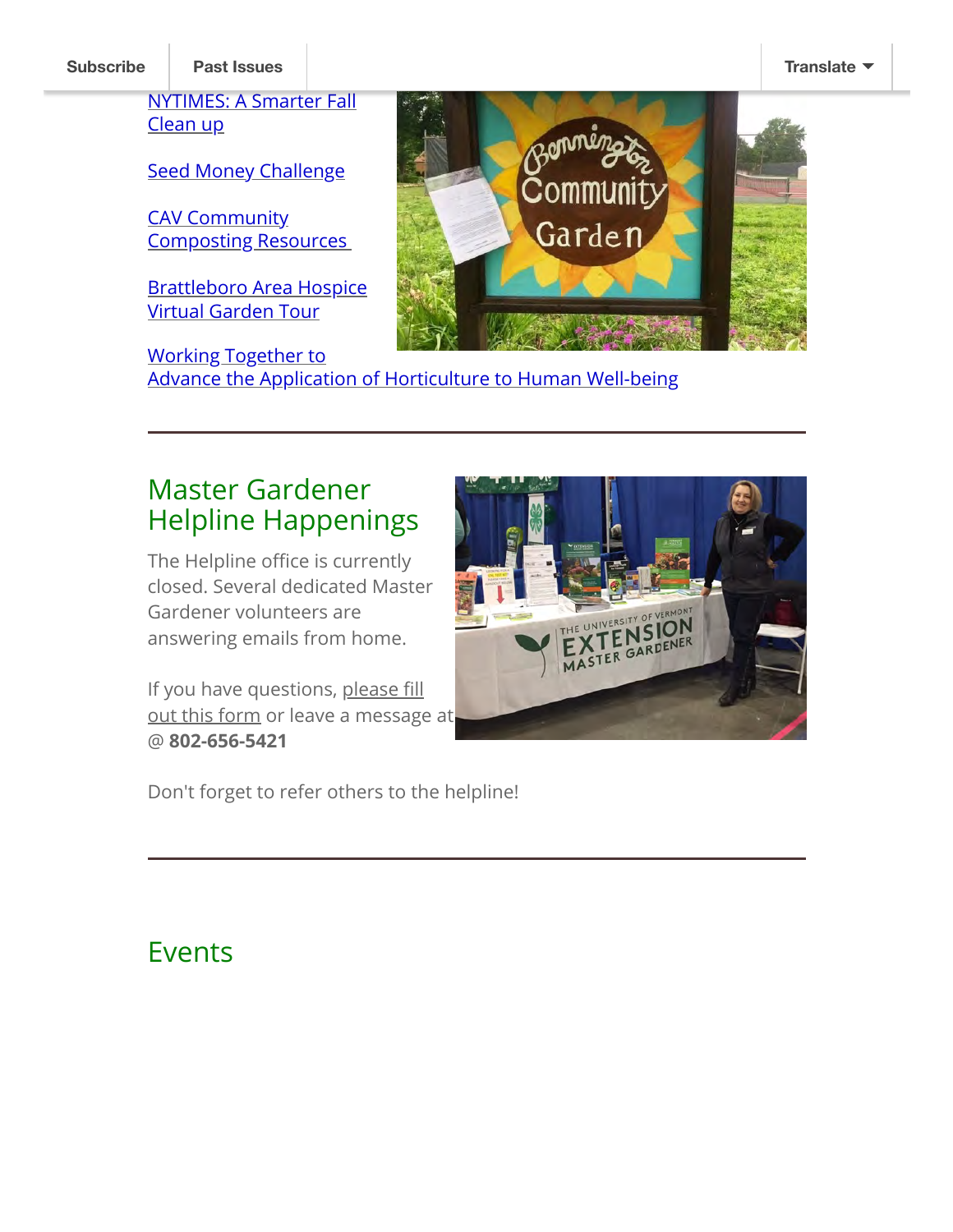Subscribe | Past Issues | Translate

[NYTIMES: A Smarter Fall Clean up]

[Seed Money Challenge]

[CAV Community Composting Resources]

[Brattleboro Area Hospice Virtual Garden Tour]

[Working Together to Advance the Application of Horticulture to Human Well-being]

---

## Master Gardener Helpline Happenings

The Helpline office is currently closed. Several dedicated Master Gardener volunteers are answering emails from home.

If you have questions, please fill out this form or leave a message at @ **802-656-5421**

Don't forget to refer others to the helpline!

---

## Events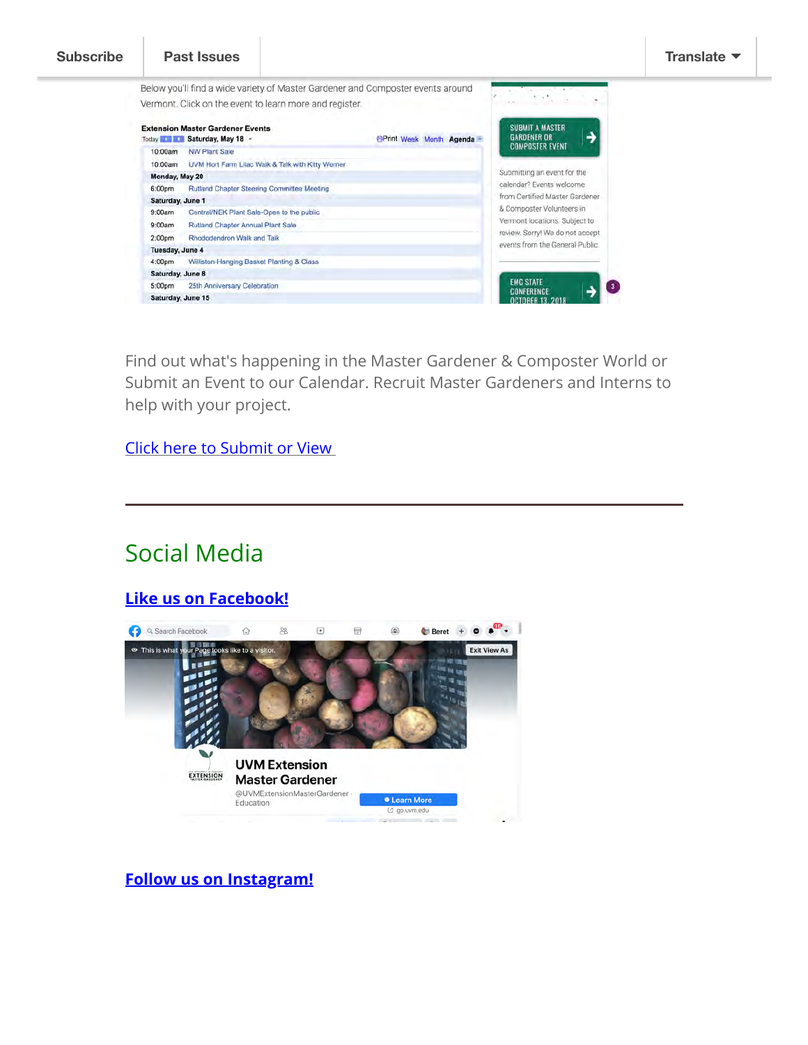Subscribe | Past Issues | Translate

Below you'll find a wide variety of Master Gardener and Composter events around Vermont. Click on the event to learn more and register.

**Extension Master Gardener Events**

Today | Saturday, May 18 | Print Week Month Agenda

- 10:00am NW Plant Sale
- 10:00am UVM Hort Farm Lilac Walk & Talk with Kitty Werner

**Monday, May 20**

- 6:00pm Rutland Chapter Steering Committee Meeting

**Saturday, June 1**

- 9:00am Central/NEK Plant Sale-Open to the public
- 9:00am Rutland Chapter Annual Plant Sale
- 2:00pm Rhododendron Walk and Talk

**Tuesday, June 4**

- 4:00pm Williston-Hanging Basket Planting & Class

**Saturday, June 8**

- 5:00pm 25th Anniversary Celebration

**Saturday, June 15**

SUBMIT A MASTER GARDENER OR COMPOSTER EVENT

Submitting an event for the calendar? Events welcome from Certified Master Gardener & Composter Volunteers in Vermont locations. Subject to review. Sorry! We do not accept events from the General Public.

EMG STATE CONFERENCE OCTOBER 13, 2018

Find out what's happening in the Master Gardener & Composter World or Submit an Event to our Calendar. Recruit Master Gardeners and Interns to help with your project.

[Click here to Submit or View](#)

---

## Social Media

**[Like us on Facebook!](#)**

This is what your Page looks like to a visitor. Exit View As

UVM Extension Master Gardener
@UVMExtensionMasterGardener · Education
Learn More
go.uvm.edu

**[Follow us on Instagram!](#)**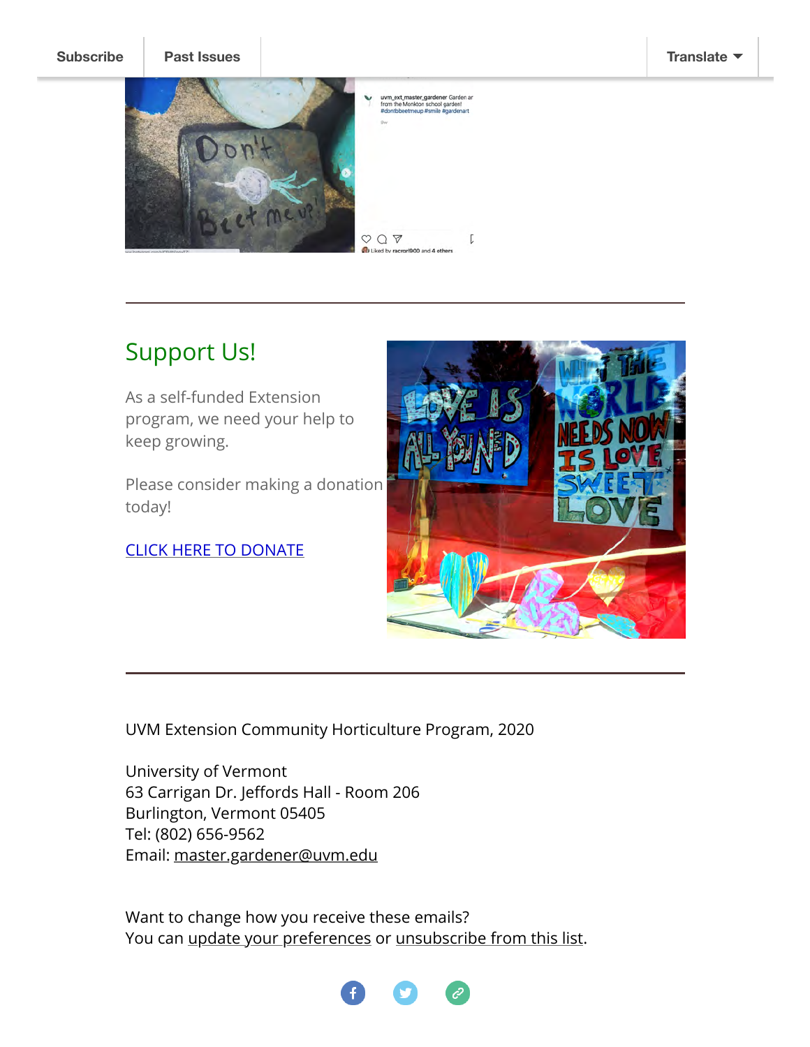Subscribe | Past Issues | Translate

---

## Support Us!

As a self-funded Extension program, we need your help to keep growing.

Please consider making a donation today!

CLICK HERE TO DONATE

---

UVM Extension Community Horticulture Program, 2020

University of Vermont
63 Carrigan Dr. Jeffords Hall - Room 206
Burlington, Vermont 05405
Tel: (802) 656-9562
Email: master.gardener@uvm.edu

Want to change how you receive these emails?
You can update your preferences or unsubscribe from this list.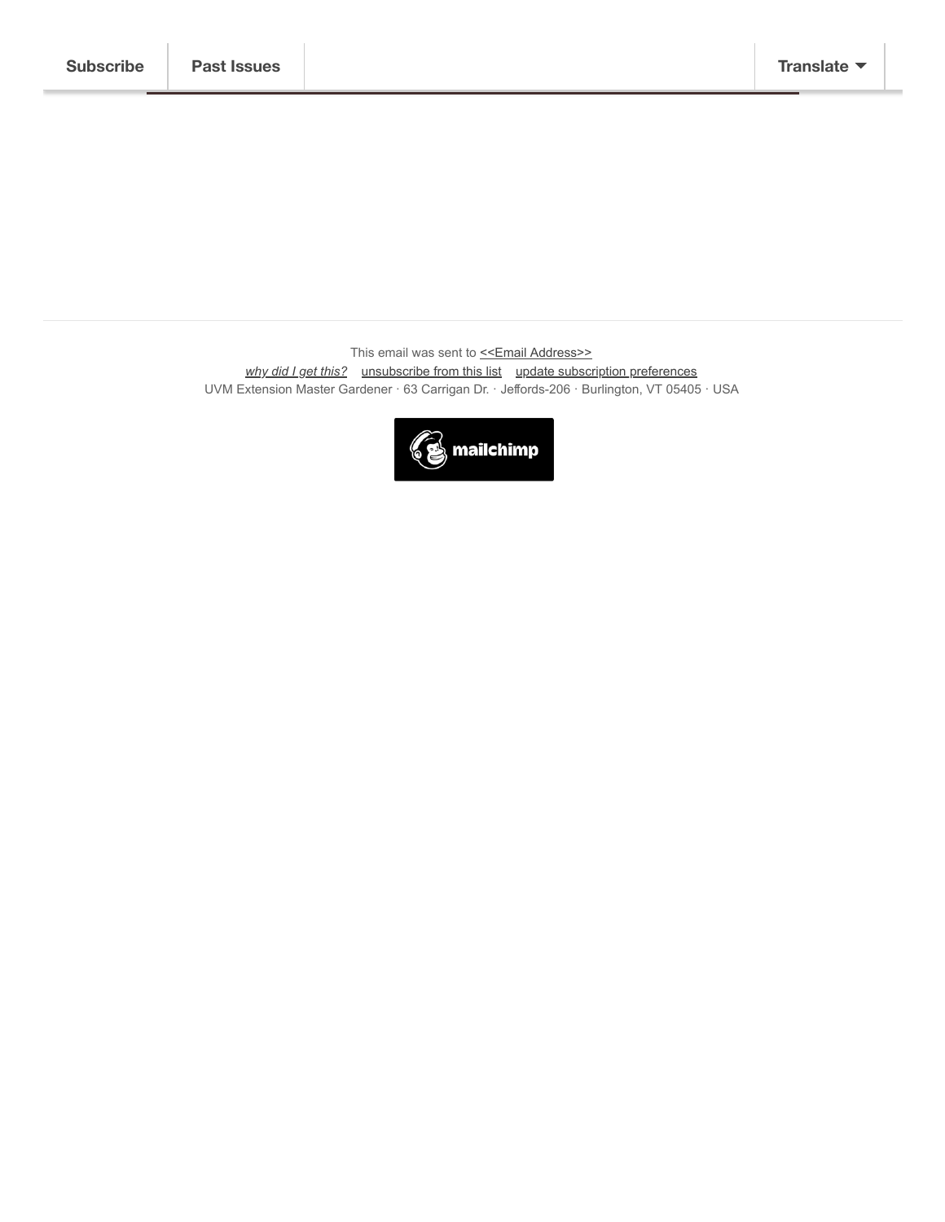Subscribe | Past Issues | Translate

This email was sent to <<Email Address>>

*why did I get this?* unsubscribe from this list update subscription preferences

UVM Extension Master Gardener · 63 Carrigan Dr. · Jeffords-206 · Burlington, VT 05405 · USA

mailchimp